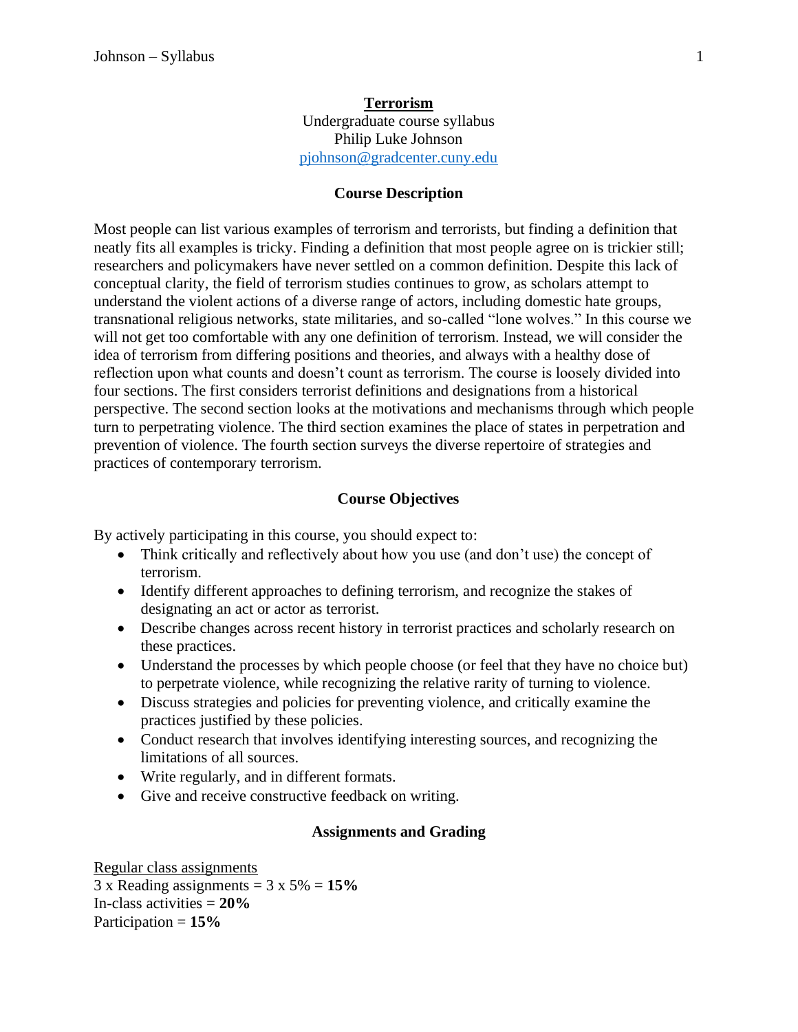# Terrorism

Undergraduate course syllabus
Philip Luke Johnson
pjohnson@gradcenter.cuny.edu

## Course Description

Most people can list various examples of terrorism and terrorists, but finding a definition that neatly fits all examples is tricky. Finding a definition that most people agree on is trickier still; researchers and policymakers have never settled on a common definition. Despite this lack of conceptual clarity, the field of terrorism studies continues to grow, as scholars attempt to understand the violent actions of a diverse range of actors, including domestic hate groups, transnational religious networks, state militaries, and so-called "lone wolves." In this course we will not get too comfortable with any one definition of terrorism. Instead, we will consider the idea of terrorism from differing positions and theories, and always with a healthy dose of reflection upon what counts and doesn't count as terrorism. The course is loosely divided into four sections. The first considers terrorist definitions and designations from a historical perspective. The second section looks at the motivations and mechanisms through which people turn to perpetrating violence. The third section examines the place of states in perpetration and prevention of violence. The fourth section surveys the diverse repertoire of strategies and practices of contemporary terrorism.

## Course Objectives

By actively participating in this course, you should expect to:

- Think critically and reflectively about how you use (and don't use) the concept of terrorism.
- Identify different approaches to defining terrorism, and recognize the stakes of designating an act or actor as terrorist.
- Describe changes across recent history in terrorist practices and scholarly research on these practices.
- Understand the processes by which people choose (or feel that they have no choice but) to perpetrate violence, while recognizing the relative rarity of turning to violence.
- Discuss strategies and policies for preventing violence, and critically examine the practices justified by these policies.
- Conduct research that involves identifying interesting sources, and recognizing the limitations of all sources.
- Write regularly, and in different formats.
- Give and receive constructive feedback on writing.

## Assignments and Grading

Regular class assignments
3 x Reading assignments = 3 x 5% = **15%**
In-class activities = **20%**
Participation = **15%**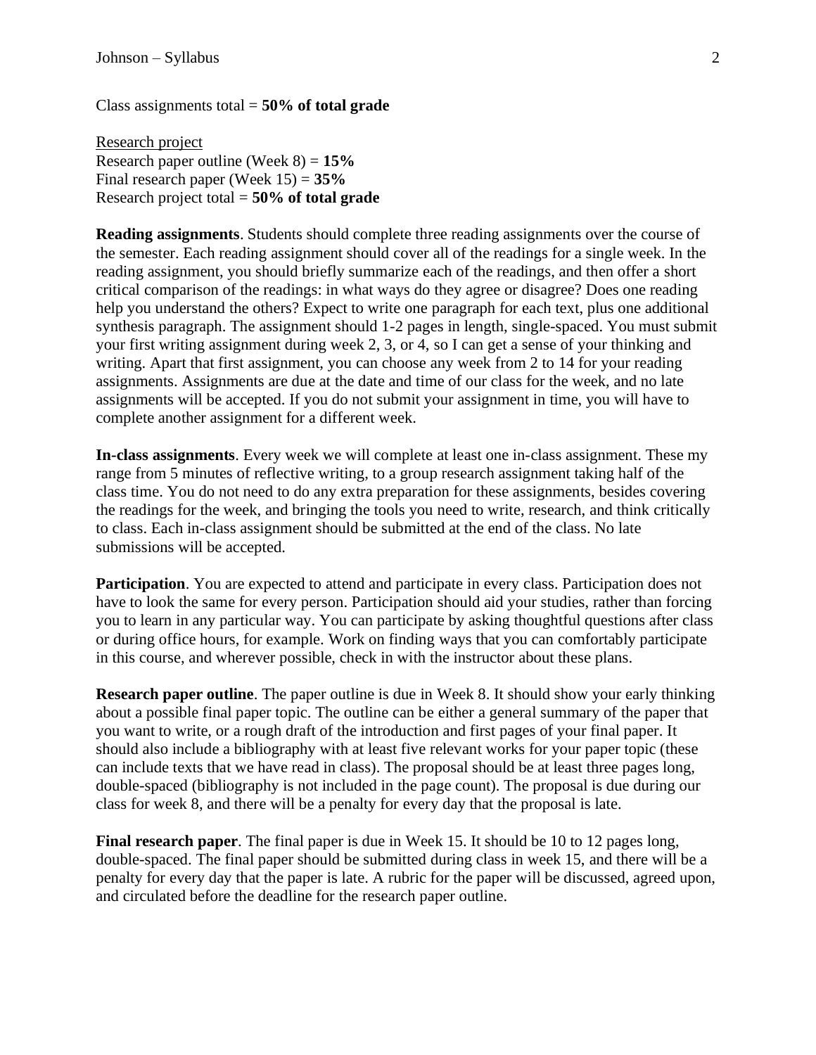Class assignments total = **50% of total grade**

Research project
Research paper outline (Week 8) = **15%**
Final research paper (Week 15) = **35%**
Research project total = **50% of total grade**

**Reading assignments**. Students should complete three reading assignments over the course of the semester. Each reading assignment should cover all of the readings for a single week. In the reading assignment, you should briefly summarize each of the readings, and then offer a short critical comparison of the readings: in what ways do they agree or disagree? Does one reading help you understand the others? Expect to write one paragraph for each text, plus one additional synthesis paragraph. The assignment should 1-2 pages in length, single-spaced. You must submit your first writing assignment during week 2, 3, or 4, so I can get a sense of your thinking and writing. Apart that first assignment, you can choose any week from 2 to 14 for your reading assignments. Assignments are due at the date and time of our class for the week, and no late assignments will be accepted. If you do not submit your assignment in time, you will have to complete another assignment for a different week.

**In-class assignments**. Every week we will complete at least one in-class assignment. These my range from 5 minutes of reflective writing, to a group research assignment taking half of the class time. You do not need to do any extra preparation for these assignments, besides covering the readings for the week, and bringing the tools you need to write, research, and think critically to class. Each in-class assignment should be submitted at the end of the class. No late submissions will be accepted.

**Participation**. You are expected to attend and participate in every class. Participation does not have to look the same for every person. Participation should aid your studies, rather than forcing you to learn in any particular way. You can participate by asking thoughtful questions after class or during office hours, for example. Work on finding ways that you can comfortably participate in this course, and wherever possible, check in with the instructor about these plans.

**Research paper outline**. The paper outline is due in Week 8. It should show your early thinking about a possible final paper topic. The outline can be either a general summary of the paper that you want to write, or a rough draft of the introduction and first pages of your final paper. It should also include a bibliography with at least five relevant works for your paper topic (these can include texts that we have read in class). The proposal should be at least three pages long, double-spaced (bibliography is not included in the page count). The proposal is due during our class for week 8, and there will be a penalty for every day that the proposal is late.

**Final research paper**. The final paper is due in Week 15. It should be 10 to 12 pages long, double-spaced. The final paper should be submitted during class in week 15, and there will be a penalty for every day that the paper is late. A rubric for the paper will be discussed, agreed upon, and circulated before the deadline for the research paper outline.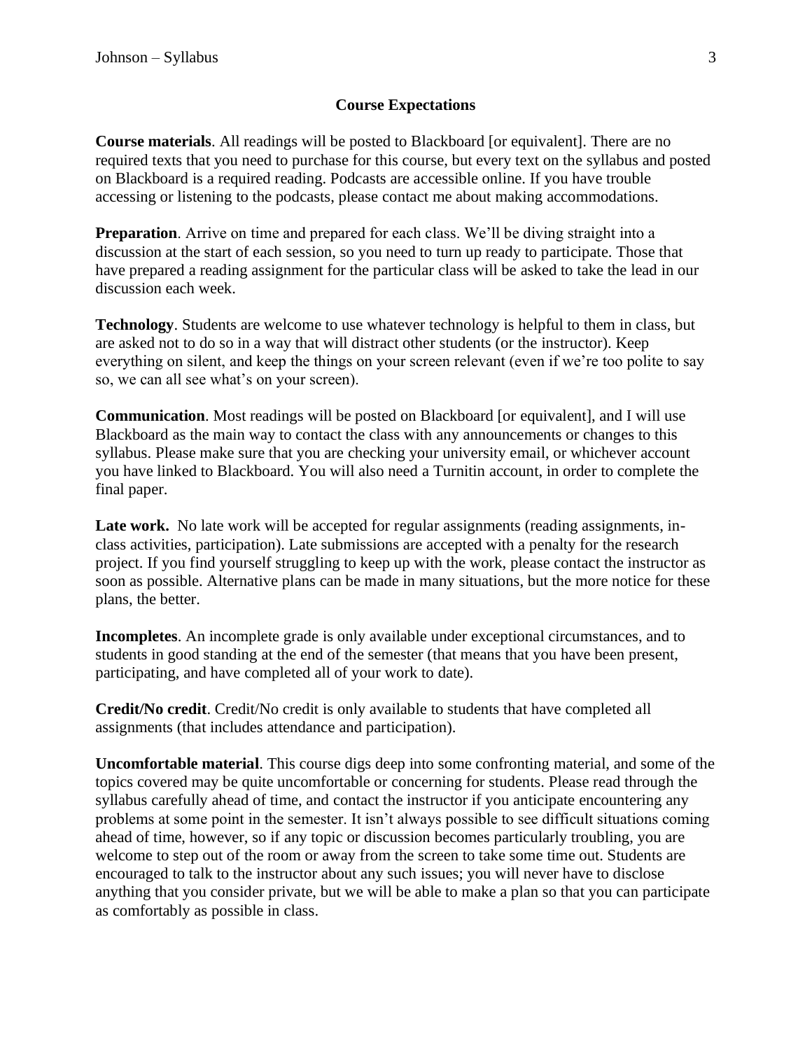## Course Expectations

**Course materials**. All readings will be posted to Blackboard [or equivalent]. There are no required texts that you need to purchase for this course, but every text on the syllabus and posted on Blackboard is a required reading. Podcasts are accessible online. If you have trouble accessing or listening to the podcasts, please contact me about making accommodations.

**Preparation**. Arrive on time and prepared for each class. We'll be diving straight into a discussion at the start of each session, so you need to turn up ready to participate. Those that have prepared a reading assignment for the particular class will be asked to take the lead in our discussion each week.

**Technology**. Students are welcome to use whatever technology is helpful to them in class, but are asked not to do so in a way that will distract other students (or the instructor). Keep everything on silent, and keep the things on your screen relevant (even if we're too polite to say so, we can all see what's on your screen).

**Communication**. Most readings will be posted on Blackboard [or equivalent], and I will use Blackboard as the main way to contact the class with any announcements or changes to this syllabus. Please make sure that you are checking your university email, or whichever account you have linked to Blackboard. You will also need a Turnitin account, in order to complete the final paper.

**Late work.** No late work will be accepted for regular assignments (reading assignments, in-class activities, participation). Late submissions are accepted with a penalty for the research project. If you find yourself struggling to keep up with the work, please contact the instructor as soon as possible. Alternative plans can be made in many situations, but the more notice for these plans, the better.

**Incompletes**. An incomplete grade is only available under exceptional circumstances, and to students in good standing at the end of the semester (that means that you have been present, participating, and have completed all of your work to date).

**Credit/No credit**. Credit/No credit is only available to students that have completed all assignments (that includes attendance and participation).

**Uncomfortable material**. This course digs deep into some confronting material, and some of the topics covered may be quite uncomfortable or concerning for students. Please read through the syllabus carefully ahead of time, and contact the instructor if you anticipate encountering any problems at some point in the semester. It isn't always possible to see difficult situations coming ahead of time, however, so if any topic or discussion becomes particularly troubling, you are welcome to step out of the room or away from the screen to take some time out. Students are encouraged to talk to the instructor about any such issues; you will never have to disclose anything that you consider private, but we will be able to make a plan so that you can participate as comfortably as possible in class.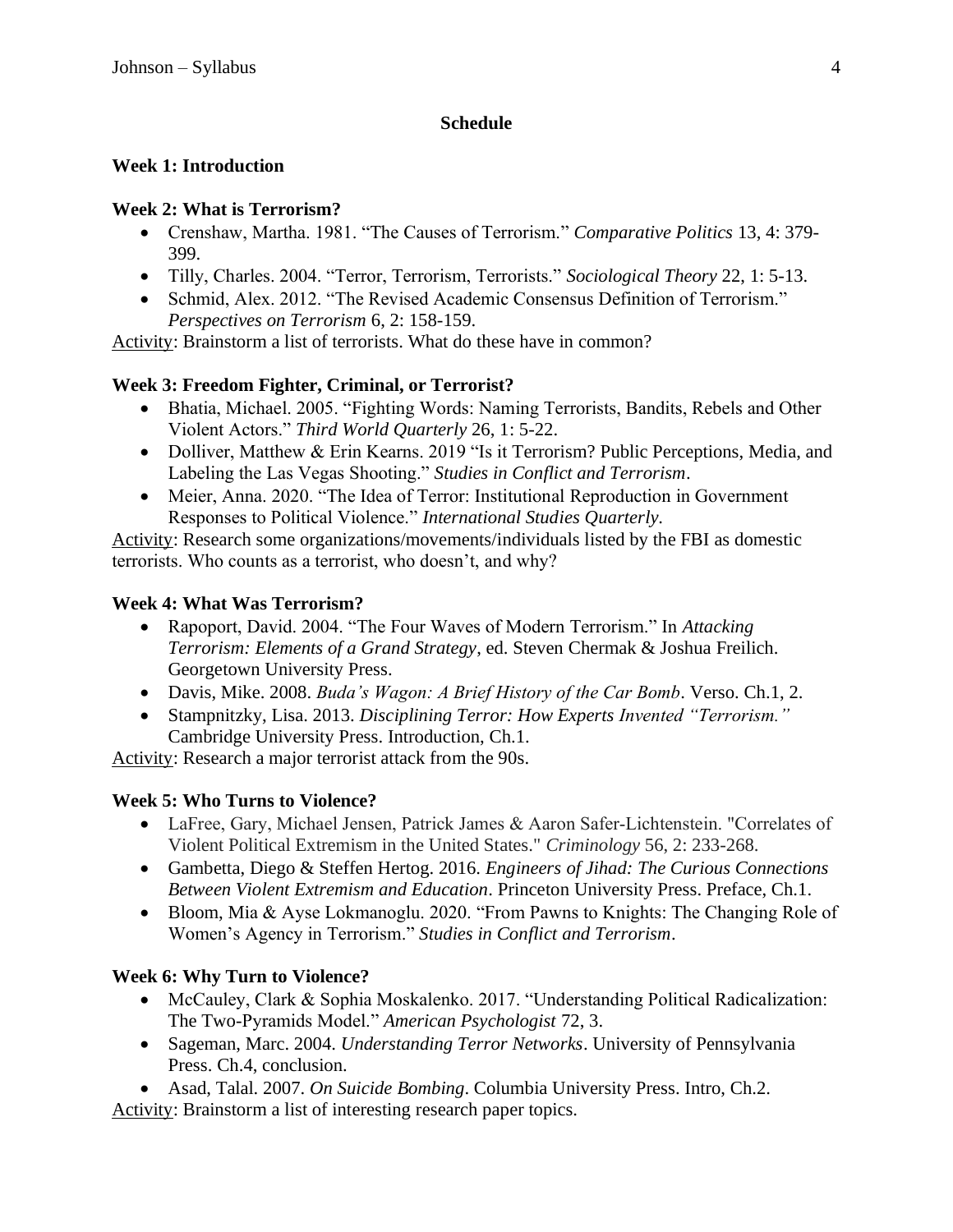**Schedule**

**Week 1: Introduction**

**Week 2: What is Terrorism?**

- Crenshaw, Martha. 1981. "The Causes of Terrorism." *Comparative Politics* 13, 4: 379-399.
- Tilly, Charles. 2004. "Terror, Terrorism, Terrorists." *Sociological Theory* 22, 1: 5-13.
- Schmid, Alex. 2012. "The Revised Academic Consensus Definition of Terrorism." *Perspectives on Terrorism* 6, 2: 158-159.

Activity: Brainstorm a list of terrorists. What do these have in common?

**Week 3: Freedom Fighter, Criminal, or Terrorist?**

- Bhatia, Michael. 2005. "Fighting Words: Naming Terrorists, Bandits, Rebels and Other Violent Actors." *Third World Quarterly* 26, 1: 5-22.
- Dolliver, Matthew & Erin Kearns. 2019 "Is it Terrorism? Public Perceptions, Media, and Labeling the Las Vegas Shooting." *Studies in Conflict and Terrorism*.
- Meier, Anna. 2020. "The Idea of Terror: Institutional Reproduction in Government Responses to Political Violence." *International Studies Quarterly*.

Activity: Research some organizations/movements/individuals listed by the FBI as domestic terrorists. Who counts as a terrorist, who doesn't, and why?

**Week 4: What Was Terrorism?**

- Rapoport, David. 2004. "The Four Waves of Modern Terrorism." In *Attacking Terrorism: Elements of a Grand Strategy*, ed. Steven Chermak & Joshua Freilich. Georgetown University Press.
- Davis, Mike. 2008. *Buda's Wagon: A Brief History of the Car Bomb*. Verso. Ch.1, 2.
- Stampnitzky, Lisa. 2013. *Disciplining Terror: How Experts Invented "Terrorism."* Cambridge University Press. Introduction, Ch.1.

Activity: Research a major terrorist attack from the 90s.

**Week 5: Who Turns to Violence?**

- LaFree, Gary, Michael Jensen, Patrick James & Aaron Safer-Lichtenstein. "Correlates of Violent Political Extremism in the United States." *Criminology* 56, 2: 233-268.
- Gambetta, Diego & Steffen Hertog. 2016. *Engineers of Jihad: The Curious Connections Between Violent Extremism and Education*. Princeton University Press. Preface, Ch.1.
- Bloom, Mia & Ayse Lokmanoglu. 2020. "From Pawns to Knights: The Changing Role of Women's Agency in Terrorism." *Studies in Conflict and Terrorism*.

**Week 6: Why Turn to Violence?**

- McCauley, Clark & Sophia Moskalenko. 2017. "Understanding Political Radicalization: The Two-Pyramids Model." *American Psychologist* 72, 3.
- Sageman, Marc. 2004. *Understanding Terror Networks*. University of Pennsylvania Press. Ch.4, conclusion.
- Asad, Talal. 2007. *On Suicide Bombing*. Columbia University Press. Intro, Ch.2.

Activity: Brainstorm a list of interesting research paper topics.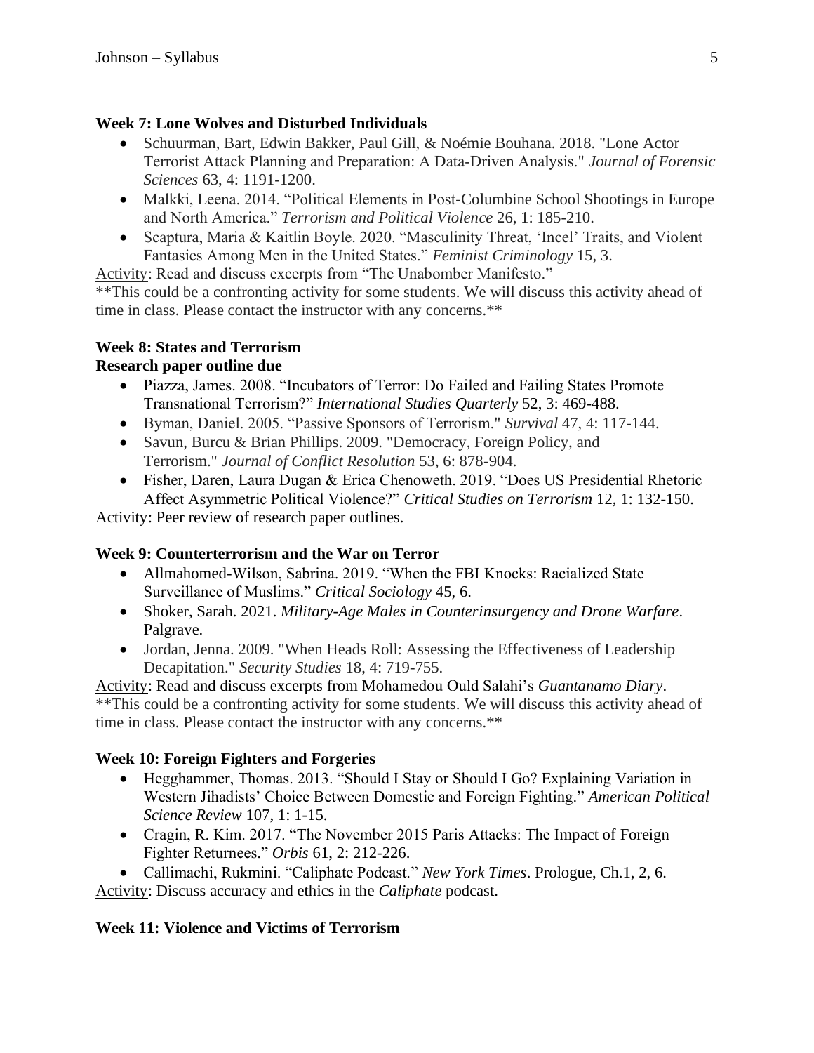**Week 7: Lone Wolves and Disturbed Individuals**

- Schuurman, Bart, Edwin Bakker, Paul Gill, & Noémie Bouhana. 2018. "Lone Actor Terrorist Attack Planning and Preparation: A Data-Driven Analysis." *Journal of Forensic Sciences* 63, 4: 1191-1200.
- Malkki, Leena. 2014. "Political Elements in Post-Columbine School Shootings in Europe and North America." *Terrorism and Political Violence* 26, 1: 185-210.
- Scaptura, Maria & Kaitlin Boyle. 2020. "Masculinity Threat, 'Incel' Traits, and Violent Fantasies Among Men in the United States." *Feminist Criminology* 15, 3.

<u>Activity</u>: Read and discuss excerpts from "The Unabomber Manifesto."
**This could be a confronting activity for some students. We will discuss this activity ahead of time in class. Please contact the instructor with any concerns.**

**Week 8: States and Terrorism**
**Research paper outline due**

- Piazza, James. 2008. "Incubators of Terror: Do Failed and Failing States Promote Transnational Terrorism?" *International Studies Quarterly* 52, 3: 469-488.
- Byman, Daniel. 2005. "Passive Sponsors of Terrorism." *Survival* 47, 4: 117-144.
- Savun, Burcu & Brian Phillips. 2009. "Democracy, Foreign Policy, and Terrorism." *Journal of Conflict Resolution* 53, 6: 878-904.
- Fisher, Daren, Laura Dugan & Erica Chenoweth. 2019. "Does US Presidential Rhetoric Affect Asymmetric Political Violence?" *Critical Studies on Terrorism* 12, 1: 132-150.

<u>Activity</u>: Peer review of research paper outlines.

**Week 9: Counterterrorism and the War on Terror**

- Allmahomed-Wilson, Sabrina. 2019. "When the FBI Knocks: Racialized State Surveillance of Muslims." *Critical Sociology* 45, 6.
- Shoker, Sarah. 2021. *Military-Age Males in Counterinsurgency and Drone Warfare*. Palgrave.
- Jordan, Jenna. 2009. "When Heads Roll: Assessing the Effectiveness of Leadership Decapitation." *Security Studies* 18, 4: 719-755.

<u>Activity</u>: Read and discuss excerpts from Mohamedou Ould Salahi's *Guantanamo Diary*.
**This could be a confronting activity for some students. We will discuss this activity ahead of time in class. Please contact the instructor with any concerns.**

**Week 10: Foreign Fighters and Forgeries**

- Hegghammer, Thomas. 2013. "Should I Stay or Should I Go? Explaining Variation in Western Jihadists' Choice Between Domestic and Foreign Fighting." *American Political Science Review* 107, 1: 1-15.
- Cragin, R. Kim. 2017. "The November 2015 Paris Attacks: The Impact of Foreign Fighter Returnees." *Orbis* 61, 2: 212-226.
- Callimachi, Rukmini. "Caliphate Podcast." *New York Times*. Prologue, Ch.1, 2, 6.

<u>Activity</u>: Discuss accuracy and ethics in the *Caliphate* podcast.

**Week 11: Violence and Victims of Terrorism**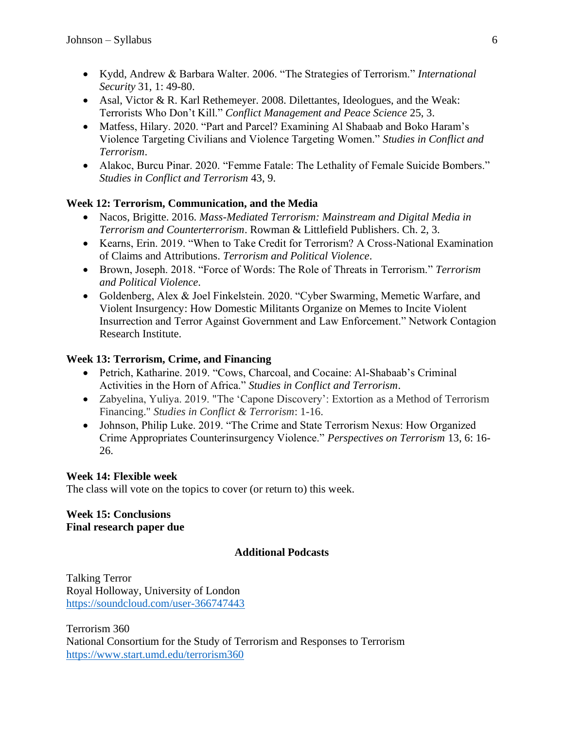- Kydd, Andrew & Barbara Walter. 2006. "The Strategies of Terrorism." *International Security* 31, 1: 49-80.
- Asal, Victor & R. Karl Rethemeyer. 2008. Dilettantes, Ideologues, and the Weak: Terrorists Who Don't Kill." *Conflict Management and Peace Science* 25, 3.
- Matfess, Hilary. 2020. "Part and Parcel? Examining Al Shabaab and Boko Haram's Violence Targeting Civilians and Violence Targeting Women." *Studies in Conflict and Terrorism*.
- Alakoc, Burcu Pinar. 2020. "Femme Fatale: The Lethality of Female Suicide Bombers." *Studies in Conflict and Terrorism* 43, 9.

**Week 12: Terrorism, Communication, and the Media**

- Nacos, Brigitte. 2016. *Mass-Mediated Terrorism: Mainstream and Digital Media in Terrorism and Counterterrorism*. Rowman & Littlefield Publishers. Ch. 2, 3.
- Kearns, Erin. 2019. "When to Take Credit for Terrorism? A Cross-National Examination of Claims and Attributions. *Terrorism and Political Violence*.
- Brown, Joseph. 2018. "Force of Words: The Role of Threats in Terrorism." *Terrorism and Political Violence*.
- Goldenberg, Alex & Joel Finkelstein. 2020. "Cyber Swarming, Memetic Warfare, and Violent Insurgency: How Domestic Militants Organize on Memes to Incite Violent Insurrection and Terror Against Government and Law Enforcement." Network Contagion Research Institute.

**Week 13: Terrorism, Crime, and Financing**

- Petrich, Katharine. 2019. "Cows, Charcoal, and Cocaine: Al-Shabaab's Criminal Activities in the Horn of Africa." *Studies in Conflict and Terrorism*.
- Zabyelina, Yuliya. 2019. "The 'Capone Discovery': Extortion as a Method of Terrorism Financing." *Studies in Conflict & Terrorism*: 1-16.
- Johnson, Philip Luke. 2019. "The Crime and State Terrorism Nexus: How Organized Crime Appropriates Counterinsurgency Violence." *Perspectives on Terrorism* 13, 6: 16-26.

**Week 14: Flexible week**

The class will vote on the topics to cover (or return to) this week.

**Week 15: Conclusions**
**Final research paper due**

## Additional Podcasts

Talking Terror
Royal Holloway, University of London
https://soundcloud.com/user-366747443

Terrorism 360
National Consortium for the Study of Terrorism and Responses to Terrorism
https://www.start.umd.edu/terrorism360